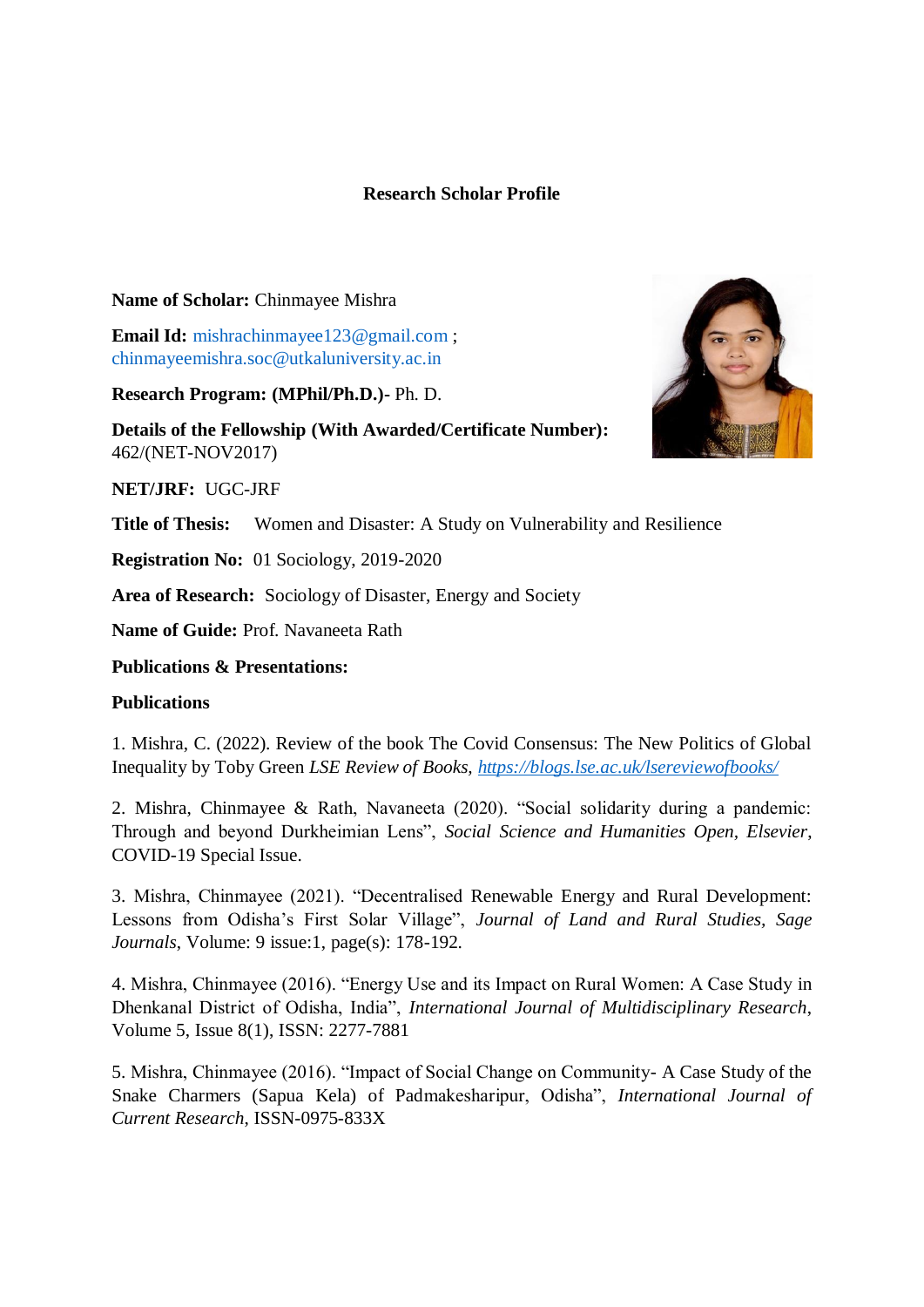# Research Scholar Profile

**Name of Scholar:** Chinmayee Mishra

**Email Id:** mishrachinmayee123@gmail.com ; chinmayeemishra.soc@utkaluniversity.ac.in

**Research Program: (MPhil/Ph.D.)**- Ph. D.

**Details of the Fellowship (With Awarded/Certificate Number):** 462/(NET-NOV2017)

**NET/JRF:** UGC-JRF

**Title of Thesis:** Women and Disaster: A Study on Vulnerability and Resilience

**Registration No:** 01 Sociology, 2019-2020

**Area of Research:** Sociology of Disaster, Energy and Society

**Name of Guide:** Prof. Navaneeta Rath

**Publications & Presentations:**

**Publications**

1. Mishra, C. (2022). Review of the book The Covid Consensus: The New Politics of Global Inequality by Toby Green *LSE Review of Books,* https://blogs.lse.ac.uk/lsereviewofbooks/

2. Mishra, Chinmayee & Rath, Navaneeta (2020). "Social solidarity during a pandemic: Through and beyond Durkheimian Lens", *Social Science and Humanities Open, Elsevier*, COVID-19 Special Issue.

3. Mishra, Chinmayee (2021). "Decentralised Renewable Energy and Rural Development: Lessons from Odisha's First Solar Village", *Journal of Land and Rural Studies, Sage Journals*, Volume: 9 issue:1, page(s): 178-192.

4. Mishra, Chinmayee (2016). "Energy Use and its Impact on Rural Women: A Case Study in Dhenkanal District of Odisha, India", *International Journal of Multidisciplinary Research*, Volume 5, Issue 8(1), ISSN: 2277-7881

5. Mishra, Chinmayee (2016). "Impact of Social Change on Community- A Case Study of the Snake Charmers (Sapua Kela) of Padmakesharipur, Odisha", *International Journal of Current Research*, ISSN-0975-833X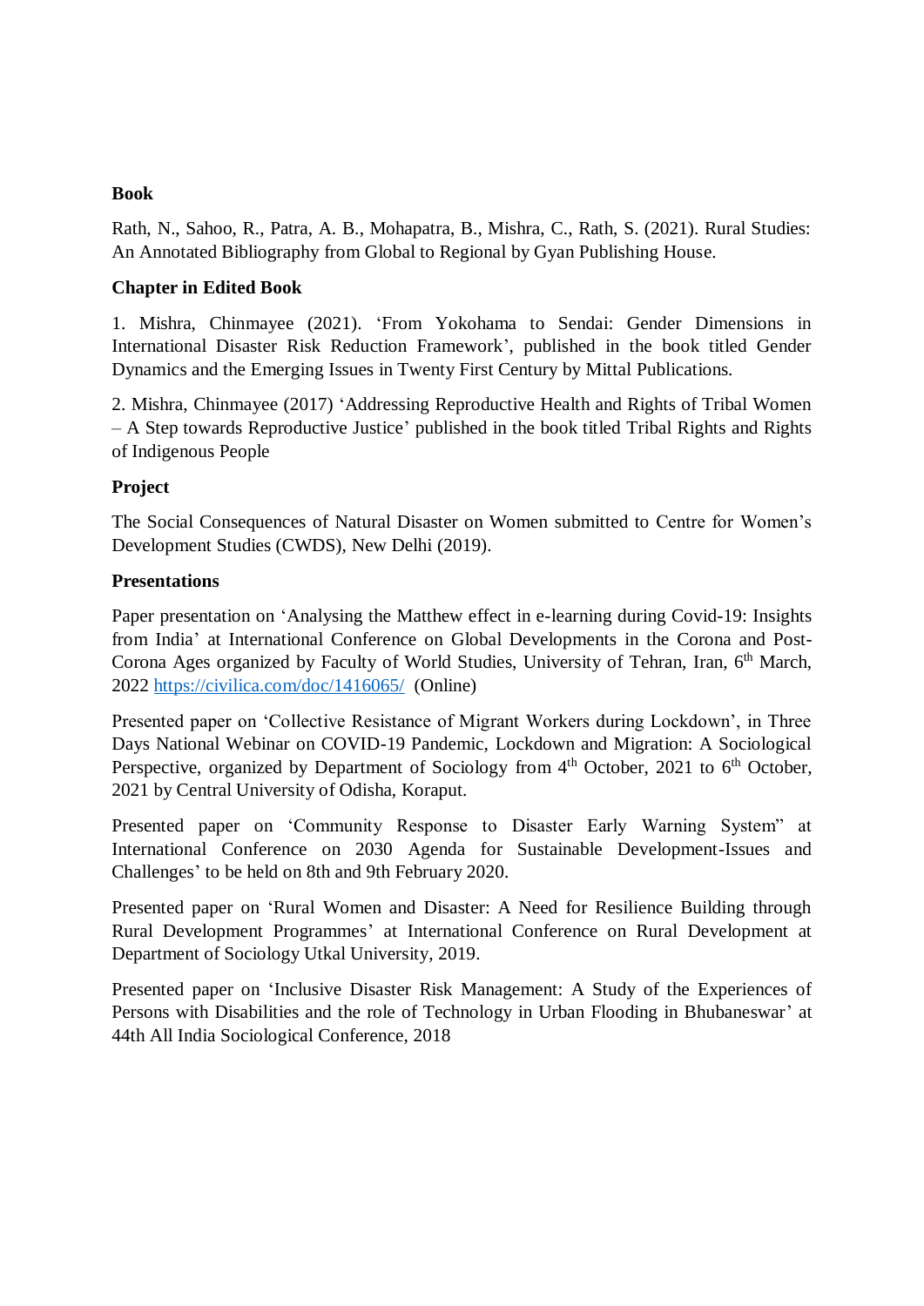**Book**

Rath, N., Sahoo, R., Patra, A. B., Mohapatra, B., Mishra, C., Rath, S. (2021). Rural Studies: An Annotated Bibliography from Global to Regional by Gyan Publishing House.

**Chapter in Edited Book**

1. Mishra, Chinmayee (2021). 'From Yokohama to Sendai: Gender Dimensions in International Disaster Risk Reduction Framework', published in the book titled Gender Dynamics and the Emerging Issues in Twenty First Century by Mittal Publications.

2. Mishra, Chinmayee (2017) 'Addressing Reproductive Health and Rights of Tribal Women – A Step towards Reproductive Justice' published in the book titled Tribal Rights and Rights of Indigenous People

**Project**

The Social Consequences of Natural Disaster on Women submitted to Centre for Women's Development Studies (CWDS), New Delhi (2019).

**Presentations**

Paper presentation on 'Analysing the Matthew effect in e-learning during Covid-19: Insights from India' at International Conference on Global Developments in the Corona and Post-Corona Ages organized by Faculty of World Studies, University of Tehran, Iran, 6th March, 2022 https://civilica.com/doc/1416065/ (Online)

Presented paper on 'Collective Resistance of Migrant Workers during Lockdown', in Three Days National Webinar on COVID-19 Pandemic, Lockdown and Migration: A Sociological Perspective, organized by Department of Sociology from 4th October, 2021 to 6th October, 2021 by Central University of Odisha, Koraput.

Presented paper on 'Community Response to Disaster Early Warning System" at International Conference on 2030 Agenda for Sustainable Development-Issues and Challenges' to be held on 8th and 9th February 2020.

Presented paper on 'Rural Women and Disaster: A Need for Resilience Building through Rural Development Programmes' at International Conference on Rural Development at Department of Sociology Utkal University, 2019.

Presented paper on 'Inclusive Disaster Risk Management: A Study of the Experiences of Persons with Disabilities and the role of Technology in Urban Flooding in Bhubaneswar' at 44th All India Sociological Conference, 2018